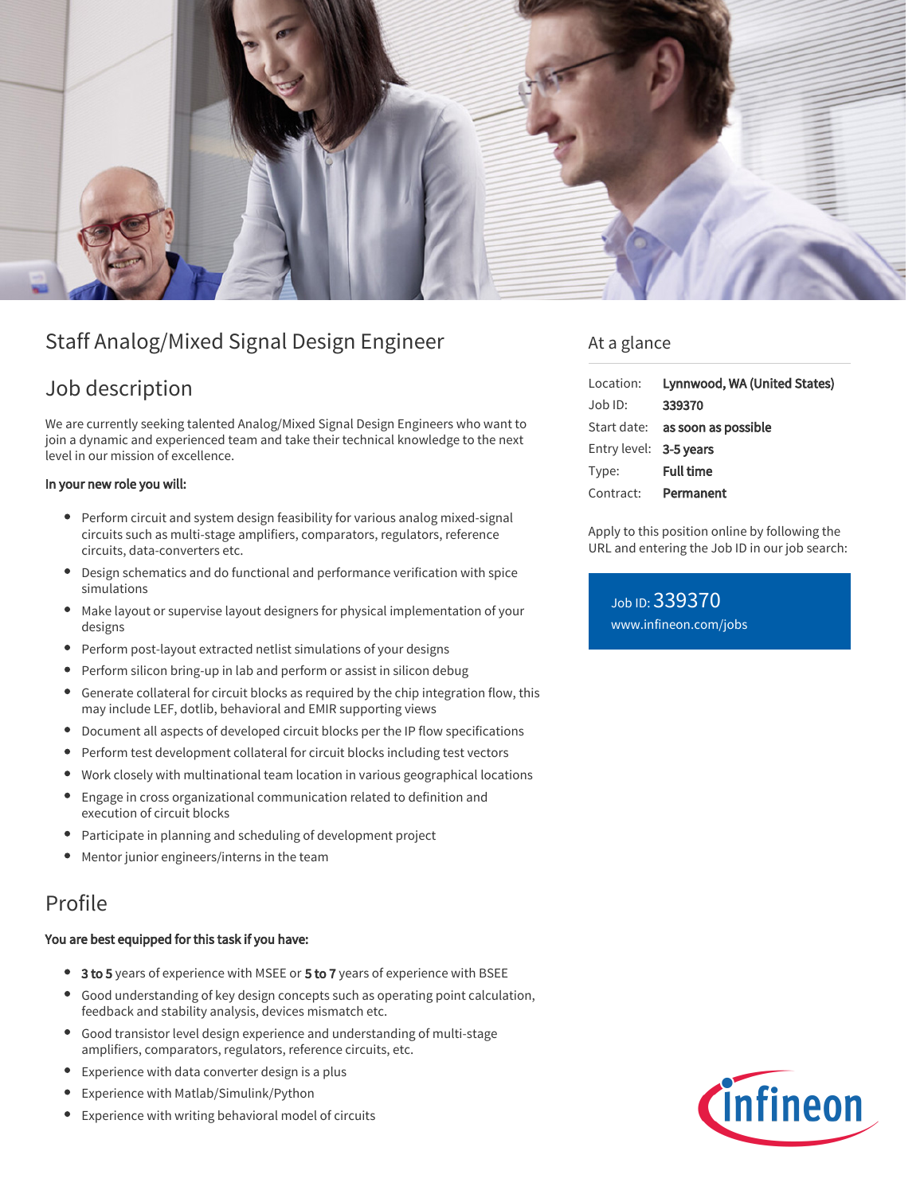# Staff Analog/Mixed Signal Design Engineer

## Job description

We are currently seeking talented Analog/Mixed Signal Design Engineers who want to join a dynamic and experienced team and take their technical knowledge to the next level in our mission of excellence.

**In your new role you will:**

- Perform circuit and system design feasibility for various analog mixed-signal circuits such as multi-stage amplifiers, comparators, regulators, reference circuits, data-converters etc.
- Design schematics and do functional and performance verification with spice simulations
- Make layout or supervise layout designers for physical implementation of your designs
- Perform post-layout extracted netlist simulations of your designs
- Perform silicon bring-up in lab and perform or assist in silicon debug
- Generate collateral for circuit blocks as required by the chip integration flow, this may include LEF, dotlib, behavioral and EMIR supporting views
- Document all aspects of developed circuit blocks per the IP flow specifications
- Perform test development collateral for circuit blocks including test vectors
- Work closely with multinational team location in various geographical locations
- Engage in cross organizational communication related to definition and execution of circuit blocks
- Participate in planning and scheduling of development project
- Mentor junior engineers/interns in the team

## Profile

**You are best equipped for this task if you have:**

- **3 to 5** years of experience with MSEE or **5 to 7** years of experience with BSEE
- Good understanding of key design concepts such as operating point calculation, feedback and stability analysis, devices mismatch etc.
- Good transistor level design experience and understanding of multi-stage amplifiers, comparators, regulators, reference circuits, etc.
- Experience with data converter design is a plus
- Experience with Matlab/Simulink/Python
- Experience with writing behavioral model of circuits

## At a glance

| | |
|---|---|
| Location: | **Lynnwood, WA (United States)** |
| Job ID: | **339370** |
| Start date: | **as soon as possible** |
| Entry level: | **3-5 years** |
| Type: | **Full time** |
| Contract: | **Permanent** |

Apply to this position online by following the URL and entering the Job ID in our job search:

Job ID: 339370
www.infineon.com/jobs

infineon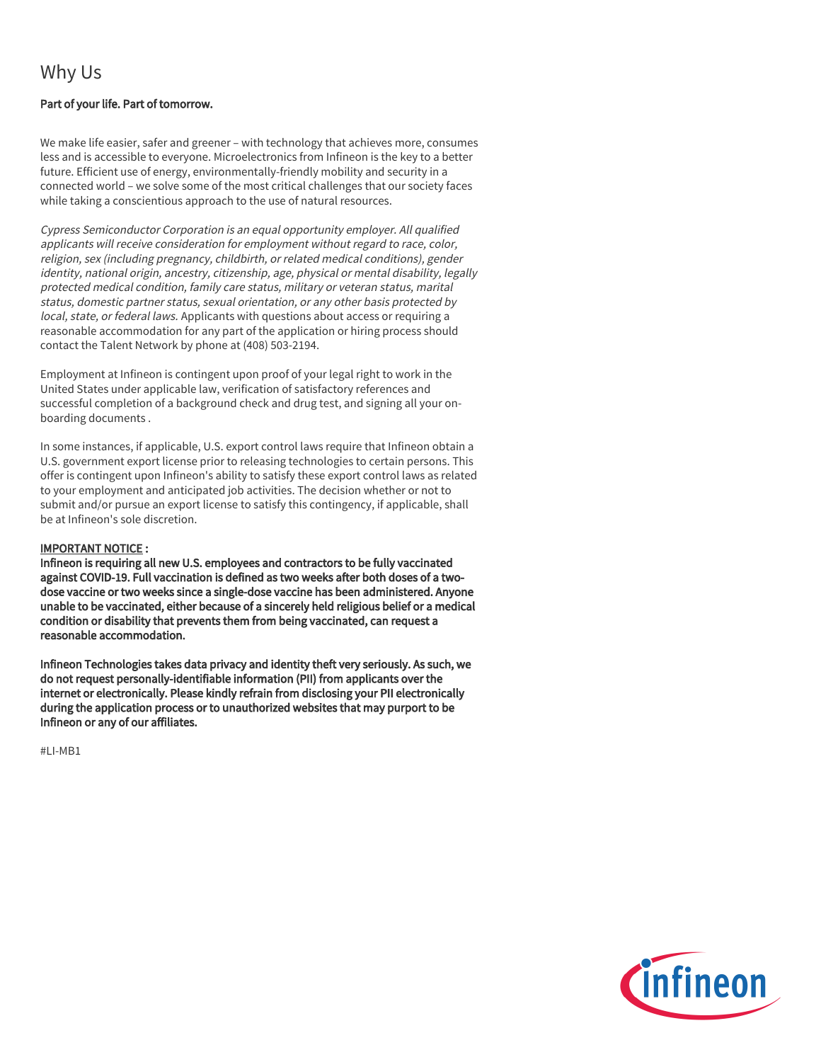# Why Us

**Part of your life. Part of tomorrow.**

We make life easier, safer and greener – with technology that achieves more, consumes less and is accessible to everyone. Microelectronics from Infineon is the key to a better future. Efficient use of energy, environmentally-friendly mobility and security in a connected world – we solve some of the most critical challenges that our society faces while taking a conscientious approach to the use of natural resources.

*Cypress Semiconductor Corporation is an equal opportunity employer. All qualified applicants will receive consideration for employment without regard to race, color, religion, sex (including pregnancy, childbirth, or related medical conditions), gender identity, national origin, ancestry, citizenship, age, physical or mental disability, legally protected medical condition, family care status, military or veteran status, marital status, domestic partner status, sexual orientation, or any other basis protected by local, state, or federal laws.* Applicants with questions about access or requiring a reasonable accommodation for any part of the application or hiring process should contact the Talent Network by phone at (408) 503-2194.

Employment at Infineon is contingent upon proof of your legal right to work in the United States under applicable law, verification of satisfactory references and successful completion of a background check and drug test, and signing all your on-boarding documents .

In some instances, if applicable, U.S. export control laws require that Infineon obtain a U.S. government export license prior to releasing technologies to certain persons. This offer is contingent upon Infineon's ability to satisfy these export control laws as related to your employment and anticipated job activities. The decision whether or not to submit and/or pursue an export license to satisfy this contingency, if applicable, shall be at Infineon's sole discretion.

**IMPORTANT NOTICE :**
**Infineon is requiring all new U.S. employees and contractors to be fully vaccinated against COVID-19. Full vaccination is defined as two weeks after both doses of a two-dose vaccine or two weeks since a single-dose vaccine has been administered. Anyone unable to be vaccinated, either because of a sincerely held religious belief or a medical condition or disability that prevents them from being vaccinated, can request a reasonable accommodation.**

**Infineon Technologies takes data privacy and identity theft very seriously. As such, we do not request personally-identifiable information (PII) from applicants over the internet or electronically. Please kindly refrain from disclosing your PII electronically during the application process or to unauthorized websites that may purport to be Infineon or any of our affiliates.**

#LI-MB1